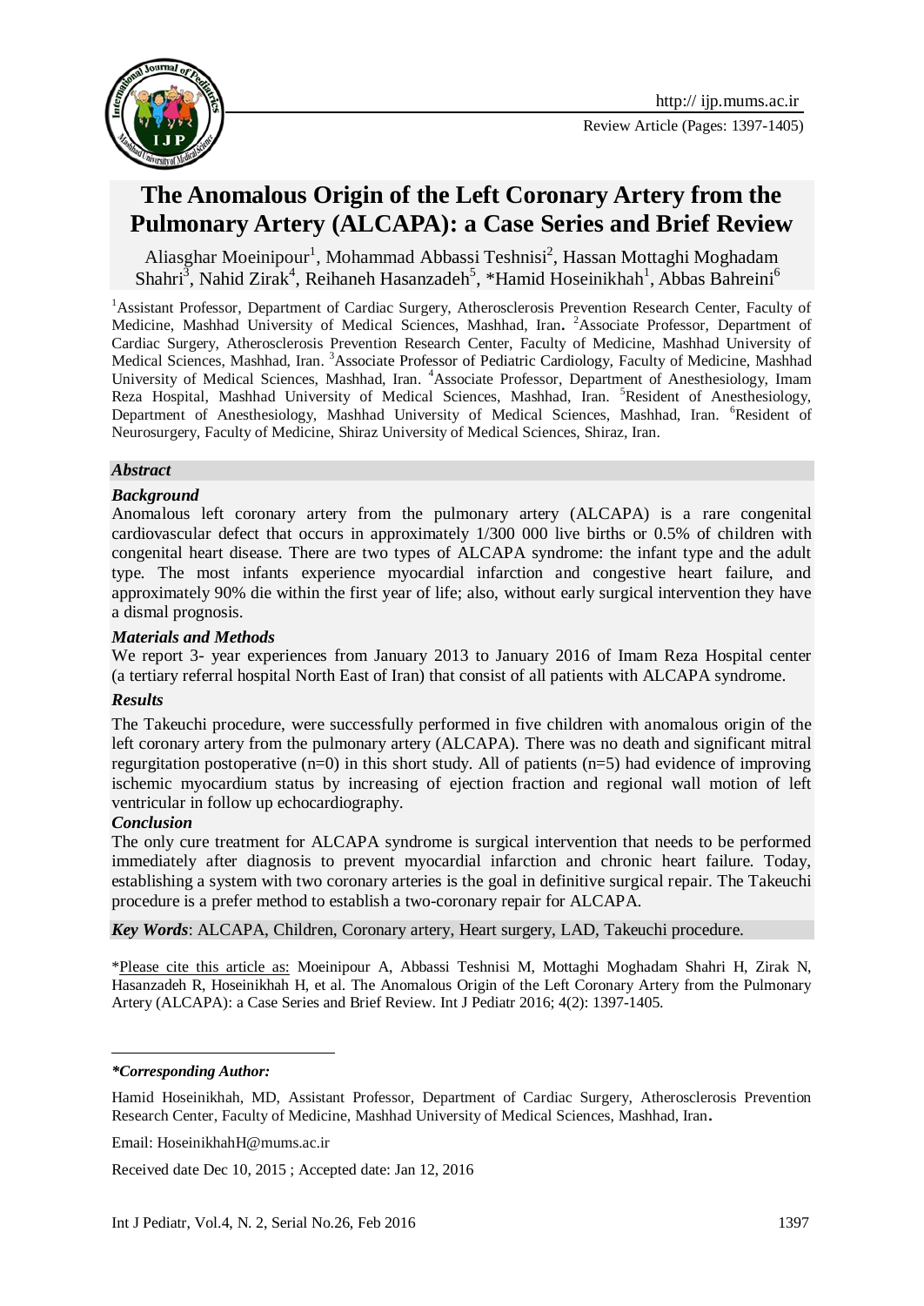Review Article (Pages: 1397-1405)

# The Anomalous Origin of the Left Coronary Artery from the Pulmonary Artery (ALCAPA): a Case Series and Brief Review

Aliasghar Moeinipour[1], Mohammad Abbassi Teshnisi[2], Hassan Mottaghi Moghadam Shahri[3], Nahid Zirak[4], Reihaneh Hasanzadeh[5], *Hamid Hoseinikhah[1], Abbas Bahreini[6]

[1]Assistant Professor, Department of Cardiac Surgery, Atherosclerosis Prevention Research Center, Faculty of Medicine, Mashhad University of Medical Sciences, Mashhad, Iran. [2]Associate Professor, Department of Cardiac Surgery, Atherosclerosis Prevention Research Center, Faculty of Medicine, Mashhad University of Medical Sciences, Mashhad, Iran. [3]Associate Professor of Pediatric Cardiology, Faculty of Medicine, Mashhad University of Medical Sciences, Mashhad, Iran. [4]Associate Professor, Department of Anesthesiology, Imam Reza Hospital, Mashhad University of Medical Sciences, Mashhad, Iran. [5]Resident of Anesthesiology, Department of Anesthesiology, Mashhad University of Medical Sciences, Mashhad, Iran. [6]Resident of Neurosurgery, Faculty of Medicine, Shiraz University of Medical Sciences, Shiraz, Iran.

## *Abstract*

### *Background*

Anomalous left coronary artery from the pulmonary artery (ALCAPA) is a rare congenital cardiovascular defect that occurs in approximately 1/300 000 live births or 0.5% of children with congenital heart disease. There are two types of ALCAPA syndrome: the infant type and the adult type. The most infants experience myocardial infarction and congestive heart failure, and approximately 90% die within the first year of life; also, without early surgical intervention they have a dismal prognosis.

### *Materials and Methods*

We report 3- year experiences from January 2013 to January 2016 of Imam Reza Hospital center (a tertiary referral hospital North East of Iran) that consist of all patients with ALCAPA syndrome.

### *Results*

The Takeuchi procedure, were successfully performed in five children with anomalous origin of the left coronary artery from the pulmonary artery (ALCAPA). There was no death and significant mitral regurgitation postoperative (n=0) in this short study. All of patients (n=5) had evidence of improving ischemic myocardium status by increasing of ejection fraction and regional wall motion of left ventricular in follow up echocardiography.

### *Conclusion*

The only cure treatment for ALCAPA syndrome is surgical intervention that needs to be performed immediately after diagnosis to prevent myocardial infarction and chronic heart failure. Today, establishing a system with two coronary arteries is the goal in definitive surgical repair. The Takeuchi procedure is a prefer method to establish a two-coronary repair for ALCAPA.

***Key Words***: ALCAPA, Children, Coronary artery, Heart surgery, LAD, Takeuchi procedure.

*Please cite this article as: Moeinipour A, Abbassi Teshnisi M, Mottaghi Moghadam Shahri H, Zirak N, Hasanzadeh R, Hoseinikhah H, et al. The Anomalous Origin of the Left Coronary Artery from the Pulmonary Artery (ALCAPA): a Case Series and Brief Review. Int J Pediatr 2016; 4(2): 1397-1405.

***Corresponding Author:***

Hamid Hoseinikhah, MD, Assistant Professor, Department of Cardiac Surgery, Atherosclerosis Prevention Research Center, Faculty of Medicine, Mashhad University of Medical Sciences, Mashhad, Iran.

Email: HoseinikhahH@mums.ac.ir

Received date Dec 10, 2015 ; Accepted date: Jan 12, 2016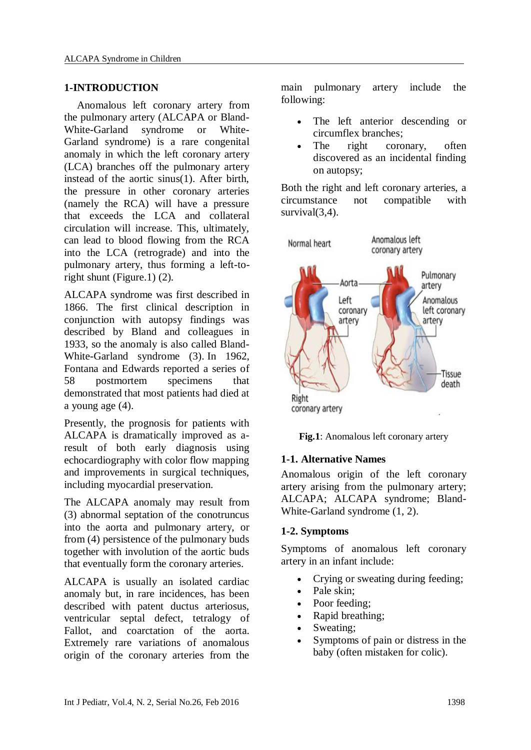## 1-INTRODUCTION

Anomalous left coronary artery from the pulmonary artery (ALCAPA or Bland-White-Garland syndrome or White-Garland syndrome) is a rare congenital anomaly in which the left coronary artery (LCA) branches off the pulmonary artery instead of the aortic sinus(1). After birth, the pressure in other coronary arteries (namely the RCA) will have a pressure that exceeds the LCA and collateral circulation will increase. This, ultimately, can lead to blood flowing from the RCA into the LCA (retrograde) and into the pulmonary artery, thus forming a left-to-right shunt (Figure.1) (2).

ALCAPA syndrome was first described in 1866. The first clinical description in conjunction with autopsy findings was described by Bland and colleagues in 1933, so the anomaly is also called Bland-White-Garland syndrome (3). In 1962, Fontana and Edwards reported a series of 58 postmortem specimens that demonstrated that most patients had died at a young age (4).

Presently, the prognosis for patients with ALCAPA is dramatically improved as a-result of both early diagnosis using echocardiography with color flow mapping and improvements in surgical techniques, including myocardial preservation.

The ALCAPA anomaly may result from (3) abnormal septation of the conotruncus into the aorta and pulmonary artery, or from (4) persistence of the pulmonary buds together with involution of the aortic buds that eventually form the coronary arteries.

ALCAPA is usually an isolated cardiac anomaly but, in rare incidences, has been described with patent ductus arteriosus, ventricular septal defect, tetralogy of Fallot, and coarctation of the aorta. Extremely rare variations of anomalous origin of the coronary arteries from the main pulmonary artery include the following:

- The left anterior descending or circumflex branches;
- The right coronary, often discovered as an incidental finding on autopsy;

Both the right and left coronary arteries, a circumstance not compatible with survival(3,4).

**Fig.1**: Anomalous left coronary artery

### 1-1. Alternative Names

Anomalous origin of the left coronary artery arising from the pulmonary artery; ALCAPA; ALCAPA syndrome; Bland-White-Garland syndrome (1, 2).

### 1-2. Symptoms

Symptoms of anomalous left coronary artery in an infant include:

- Crying or sweating during feeding;
- Pale skin;
- Poor feeding;
- Rapid breathing;
- Sweating;
- Symptoms of pain or distress in the baby (often mistaken for colic).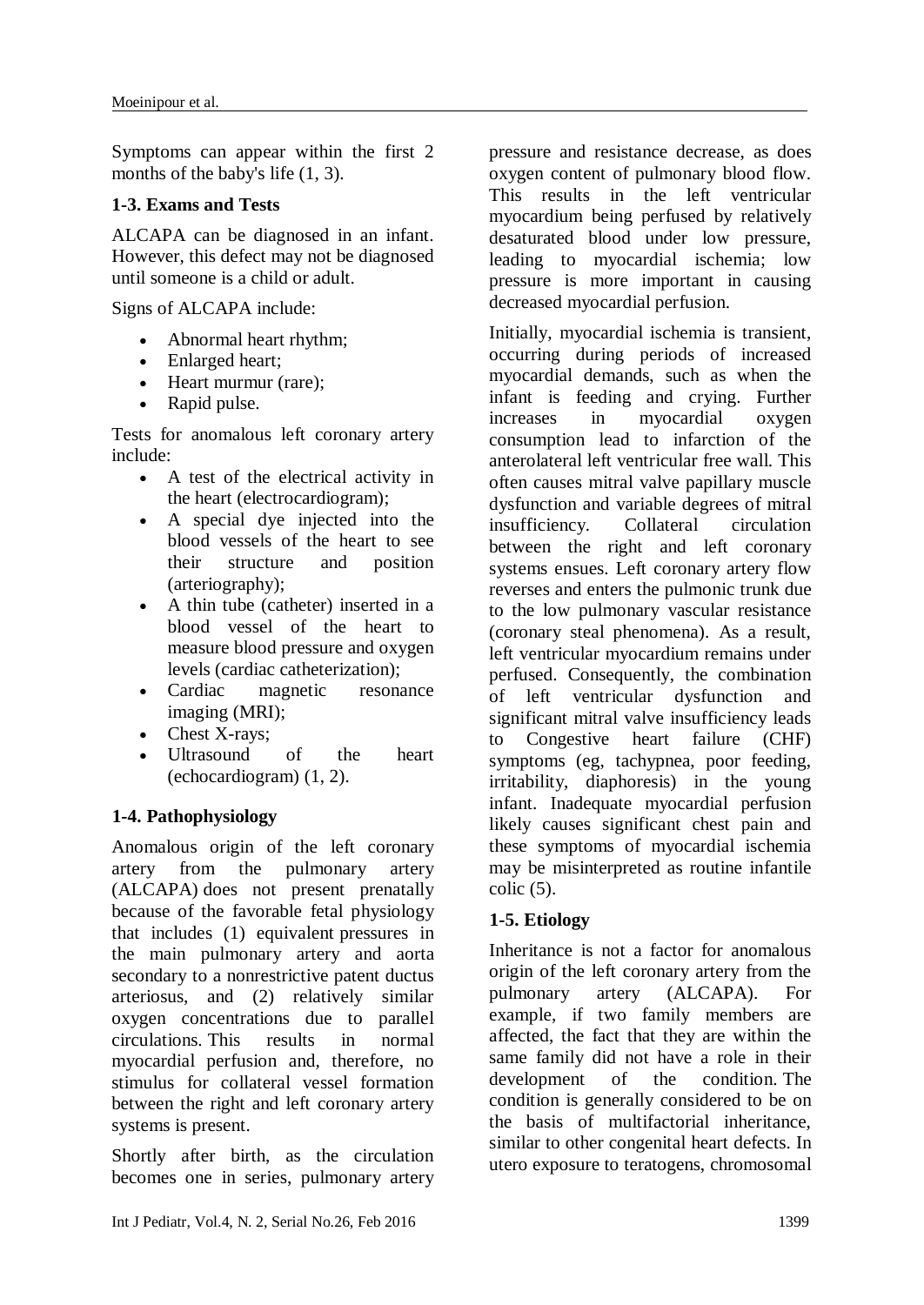Symptoms can appear within the first 2 months of the baby's life (1, 3).

### 1-3. Exams and Tests

ALCAPA can be diagnosed in an infant. However, this defect may not be diagnosed until someone is a child or adult.

Signs of ALCAPA include:

- Abnormal heart rhythm;
- Enlarged heart;
- Heart murmur (rare);
- Rapid pulse.

Tests for anomalous left coronary artery include:

- A test of the electrical activity in the heart (electrocardiogram);
- A special dye injected into the blood vessels of the heart to see their structure and position (arteriography);
- A thin tube (catheter) inserted in a blood vessel of the heart to measure blood pressure and oxygen levels (cardiac catheterization);
- Cardiac magnetic resonance imaging (MRI);
- Chest X-rays;
- Ultrasound of the heart (echocardiogram) (1, 2).

### 1-4. Pathophysiology

Anomalous origin of the left coronary artery from the pulmonary artery (ALCAPA) does not present prenatally because of the favorable fetal physiology that includes (1) equivalent pressures in the main pulmonary artery and aorta secondary to a nonrestrictive patent ductus arteriosus, and (2) relatively similar oxygen concentrations due to parallel circulations. This results in normal myocardial perfusion and, therefore, no stimulus for collateral vessel formation between the right and left coronary artery systems is present.

Shortly after birth, as the circulation becomes one in series, pulmonary artery pressure and resistance decrease, as does oxygen content of pulmonary blood flow. This results in the left ventricular myocardium being perfused by relatively desaturated blood under low pressure, leading to myocardial ischemia; low pressure is more important in causing decreased myocardial perfusion.

Initially, myocardial ischemia is transient, occurring during periods of increased myocardial demands, such as when the infant is feeding and crying. Further increases in myocardial oxygen consumption lead to infarction of the anterolateral left ventricular free wall. This often causes mitral valve papillary muscle dysfunction and variable degrees of mitral insufficiency. Collateral circulation between the right and left coronary systems ensues. Left coronary artery flow reverses and enters the pulmonic trunk due to the low pulmonary vascular resistance (coronary steal phenomena). As a result, left ventricular myocardium remains under perfused. Consequently, the combination of left ventricular dysfunction and significant mitral valve insufficiency leads to Congestive heart failure (CHF) symptoms (eg, tachypnea, poor feeding, irritability, diaphoresis) in the young infant. Inadequate myocardial perfusion likely causes significant chest pain and these symptoms of myocardial ischemia may be misinterpreted as routine infantile colic (5).

### 1-5. Etiology

Inheritance is not a factor for anomalous origin of the left coronary artery from the pulmonary artery (ALCAPA). For example, if two family members are affected, the fact that they are within the same family did not have a role in their development of the condition. The condition is generally considered to be on the basis of multifactorial inheritance, similar to other congenital heart defects. In utero exposure to teratogens, chromosomal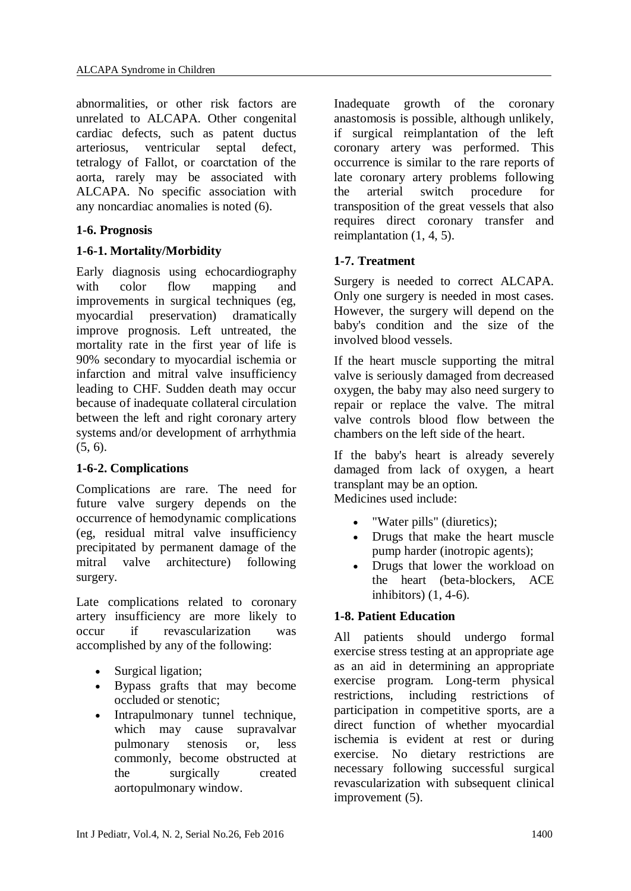abnormalities, or other risk factors are unrelated to ALCAPA. Other congenital cardiac defects, such as patent ductus arteriosus, ventricular septal defect, tetralogy of Fallot, or coarctation of the aorta, rarely may be associated with ALCAPA. No specific association with any noncardiac anomalies is noted (6).

### 1-6. Prognosis

#### 1-6-1. Mortality/Morbidity

Early diagnosis using echocardiography with color flow mapping and improvements in surgical techniques (eg, myocardial preservation) dramatically improve prognosis. Left untreated, the mortality rate in the first year of life is 90% secondary to myocardial ischemia or infarction and mitral valve insufficiency leading to CHF. Sudden death may occur because of inadequate collateral circulation between the left and right coronary artery systems and/or development of arrhythmia (5, 6).

#### 1-6-2. Complications

Complications are rare. The need for future valve surgery depends on the occurrence of hemodynamic complications (eg, residual mitral valve insufficiency precipitated by permanent damage of the mitral valve architecture) following surgery.

Late complications related to coronary artery insufficiency are more likely to occur if revascularization was accomplished by any of the following:

- Surgical ligation;
- Bypass grafts that may become occluded or stenotic;
- Intrapulmonary tunnel technique, which may cause supravalvar pulmonary stenosis or, less commonly, become obstructed at the surgically created aortopulmonary window.

Inadequate growth of the coronary anastomosis is possible, although unlikely, if surgical reimplantation of the left coronary artery was performed. This occurrence is similar to the rare reports of late coronary artery problems following the arterial switch procedure for transposition of the great vessels that also requires direct coronary transfer and reimplantation (1, 4, 5).

### 1-7. Treatment

Surgery is needed to correct ALCAPA. Only one surgery is needed in most cases. However, the surgery will depend on the baby's condition and the size of the involved blood vessels.

If the heart muscle supporting the mitral valve is seriously damaged from decreased oxygen, the baby may also need surgery to repair or replace the valve. The mitral valve controls blood flow between the chambers on the left side of the heart.

If the baby's heart is already severely damaged from lack of oxygen, a heart transplant may be an option.
Medicines used include:

- "Water pills" (diuretics);
- Drugs that make the heart muscle pump harder (inotropic agents);
- Drugs that lower the workload on the heart (beta-blockers, ACE inhibitors) (1, 4-6).

### 1-8. Patient Education

All patients should undergo formal exercise stress testing at an appropriate age as an aid in determining an appropriate exercise program. Long-term physical restrictions, including restrictions of participation in competitive sports, are a direct function of whether myocardial ischemia is evident at rest or during exercise. No dietary restrictions are necessary following successful surgical revascularization with subsequent clinical improvement (5).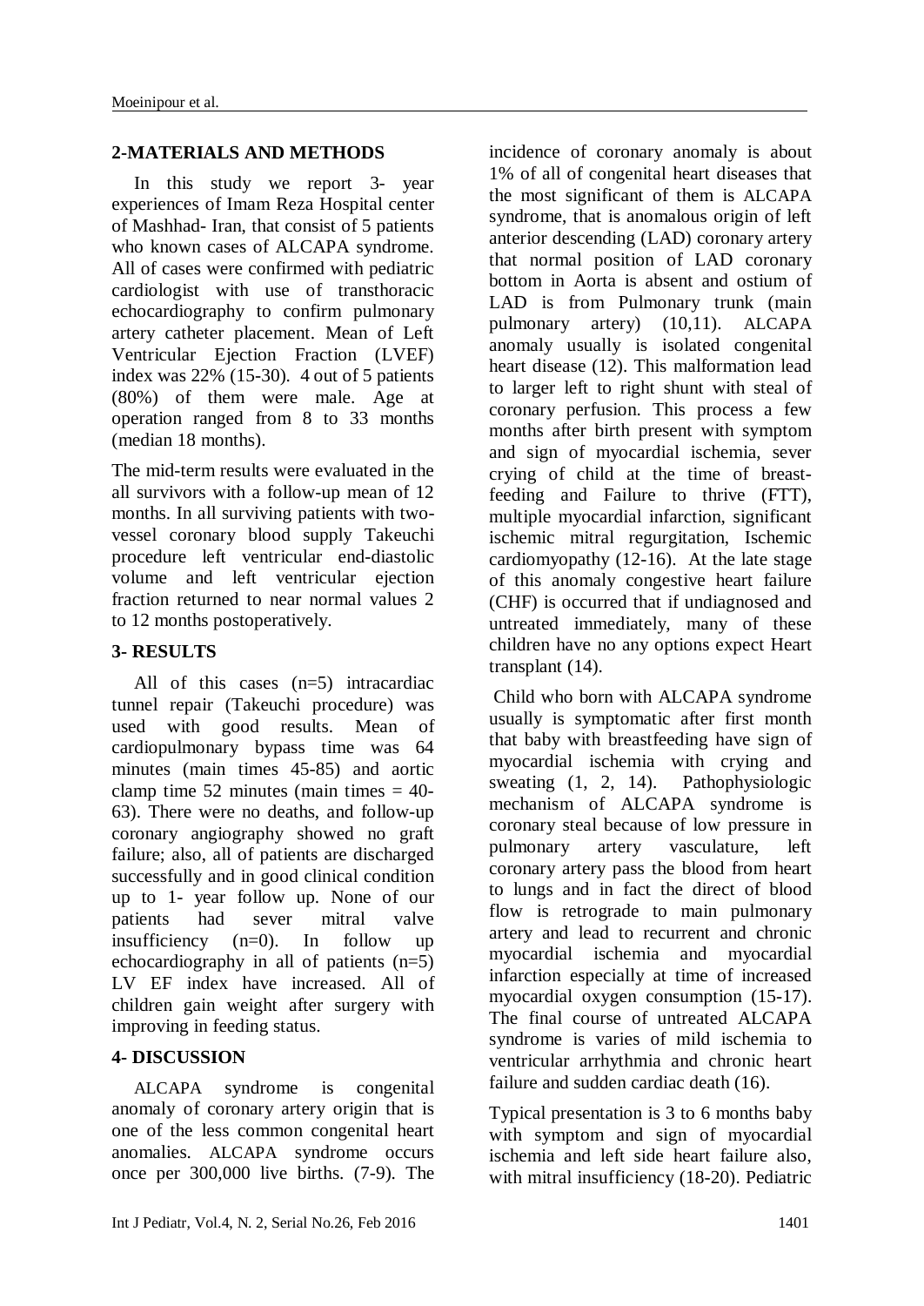## 2-MATERIALS AND METHODS

In this study we report 3- year experiences of Imam Reza Hospital center of Mashhad- Iran, that consist of 5 patients who known cases of ALCAPA syndrome. All of cases were confirmed with pediatric cardiologist with use of transthoracic echocardiography to confirm pulmonary artery catheter placement. Mean of Left Ventricular Ejection Fraction (LVEF) index was 22% (15-30). 4 out of 5 patients (80%) of them were male. Age at operation ranged from 8 to 33 months (median 18 months).

The mid-term results were evaluated in the all survivors with a follow-up mean of 12 months. In all surviving patients with two-vessel coronary blood supply Takeuchi procedure left ventricular end-diastolic volume and left ventricular ejection fraction returned to near normal values 2 to 12 months postoperatively.

## 3- RESULTS

All of this cases (n=5) intracardiac tunnel repair (Takeuchi procedure) was used with good results. Mean of cardiopulmonary bypass time was 64 minutes (main times 45-85) and aortic clamp time 52 minutes (main times = 40-63). There were no deaths, and follow-up coronary angiography showed no graft failure; also, all of patients are discharged successfully and in good clinical condition up to 1- year follow up. None of our patients had sever mitral valve insufficiency (n=0). In follow up echocardiography in all of patients (n=5) LV EF index have increased. All of children gain weight after surgery with improving in feeding status.

## 4- DISCUSSION

ALCAPA syndrome is congenital anomaly of coronary artery origin that is one of the less common congenital heart anomalies. ALCAPA syndrome occurs once per 300,000 live births. (7-9). The incidence of coronary anomaly is about 1% of all of congenital heart diseases that the most significant of them is ALCAPA syndrome, that is anomalous origin of left anterior descending (LAD) coronary artery that normal position of LAD coronary bottom in Aorta is absent and ostium of LAD is from Pulmonary trunk (main pulmonary artery) (10,11). ALCAPA anomaly usually is isolated congenital heart disease (12). This malformation lead to larger left to right shunt with steal of coronary perfusion. This process a few months after birth present with symptom and sign of myocardial ischemia, sever crying of child at the time of breast-feeding and Failure to thrive (FTT), multiple myocardial infarction, significant ischemic mitral regurgitation, Ischemic cardiomyopathy (12-16). At the late stage of this anomaly congestive heart failure (CHF) is occurred that if undiagnosed and untreated immediately, many of these children have no any options expect Heart transplant (14).

Child who born with ALCAPA syndrome usually is symptomatic after first month that baby with breastfeeding have sign of myocardial ischemia with crying and sweating (1, 2, 14). Pathophysiologic mechanism of ALCAPA syndrome is coronary steal because of low pressure in pulmonary artery vasculature, left coronary artery pass the blood from heart to lungs and in fact the direct of blood flow is retrograde to main pulmonary artery and lead to recurrent and chronic myocardial ischemia and myocardial infarction especially at time of increased myocardial oxygen consumption (15-17). The final course of untreated ALCAPA syndrome is varies of mild ischemia to ventricular arrhythmia and chronic heart failure and sudden cardiac death (16).

Typical presentation is 3 to 6 months baby with symptom and sign of myocardial ischemia and left side heart failure also, with mitral insufficiency (18-20). Pediatric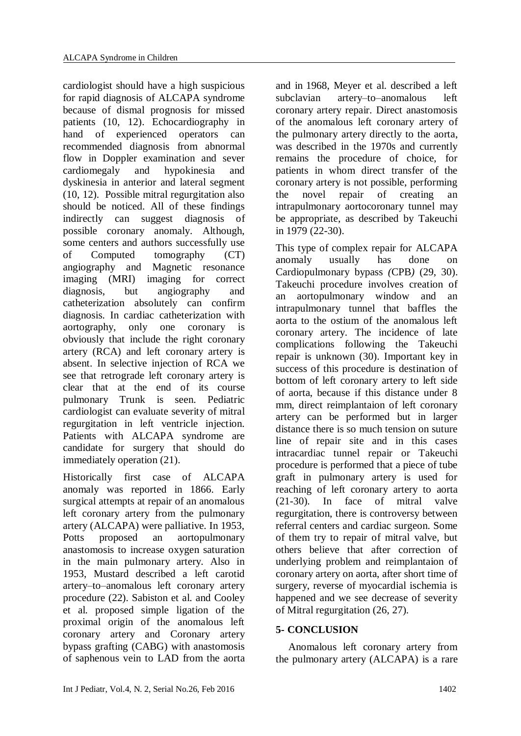cardiologist should have a high suspicious for rapid diagnosis of ALCAPA syndrome because of dismal prognosis for missed patients (10, 12). Echocardiography in hand of experienced operators can recommended diagnosis from abnormal flow in Doppler examination and sever cardiomegaly and hypokinesia and dyskinesia in anterior and lateral segment (10, 12). Possible mitral regurgitation also should be noticed. All of these findings indirectly can suggest diagnosis of possible coronary anomaly. Although, some centers and authors successfully use of Computed tomography (CT) angiography and Magnetic resonance imaging (MRI) imaging for correct diagnosis, but angiography and catheterization absolutely can confirm diagnosis. In cardiac catheterization with aortography, only one coronary is obviously that include the right coronary artery (RCA) and left coronary artery is absent. In selective injection of RCA we see that retrograde left coronary artery is clear that at the end of its course pulmonary Trunk is seen. Pediatric cardiologist can evaluate severity of mitral regurgitation in left ventricle injection. Patients with ALCAPA syndrome are candidate for surgery that should do immediately operation (21).

Historically first case of ALCAPA anomaly was reported in 1866. Early surgical attempts at repair of an anomalous left coronary artery from the pulmonary artery (ALCAPA) were palliative. In 1953, Potts proposed an aortopulmonary anastomosis to increase oxygen saturation in the main pulmonary artery. Also in 1953, Mustard described a left carotid artery–to–anomalous left coronary artery procedure (22). Sabiston et al. and Cooley et al. proposed simple ligation of the proximal origin of the anomalous left coronary artery and Coronary artery bypass grafting (CABG) with anastomosis of saphenous vein to LAD from the aorta and in 1968, Meyer et al. described a left subclavian artery–to–anomalous left coronary artery repair. Direct anastomosis of the anomalous left coronary artery of the pulmonary artery directly to the aorta, was described in the 1970s and currently remains the procedure of choice, for patients in whom direct transfer of the coronary artery is not possible, performing the novel repair of creating an intrapulmonary aortocoronary tunnel may be appropriate, as described by Takeuchi in 1979 (22-30).

This type of complex repair for ALCAPA anomaly usually has done on Cardiopulmonary bypass *(*CPB*)* (29, 30). Takeuchi procedure involves creation of an aortopulmonary window and an intrapulmonary tunnel that baffles the aorta to the ostium of the anomalous left coronary artery. The incidence of late complications following the Takeuchi repair is unknown (30). Important key in success of this procedure is destination of bottom of left coronary artery to left side of aorta, because if this distance under 8 mm, direct reimplantaion of left coronary artery can be performed but in larger distance there is so much tension on suture line of repair site and in this cases intracardiac tunnel repair or Takeuchi procedure is performed that a piece of tube graft in pulmonary artery is used for reaching of left coronary artery to aorta (21-30). In face of mitral valve regurgitation, there is controversy between referral centers and cardiac surgeon. Some of them try to repair of mitral valve, but others believe that after correction of underlying problem and reimplantaion of coronary artery on aorta, after short time of surgery, reverse of myocardial ischemia is happened and we see decrease of severity of Mitral regurgitation (26, 27).

## 5- CONCLUSION

Anomalous left coronary artery from the pulmonary artery (ALCAPA) is a rare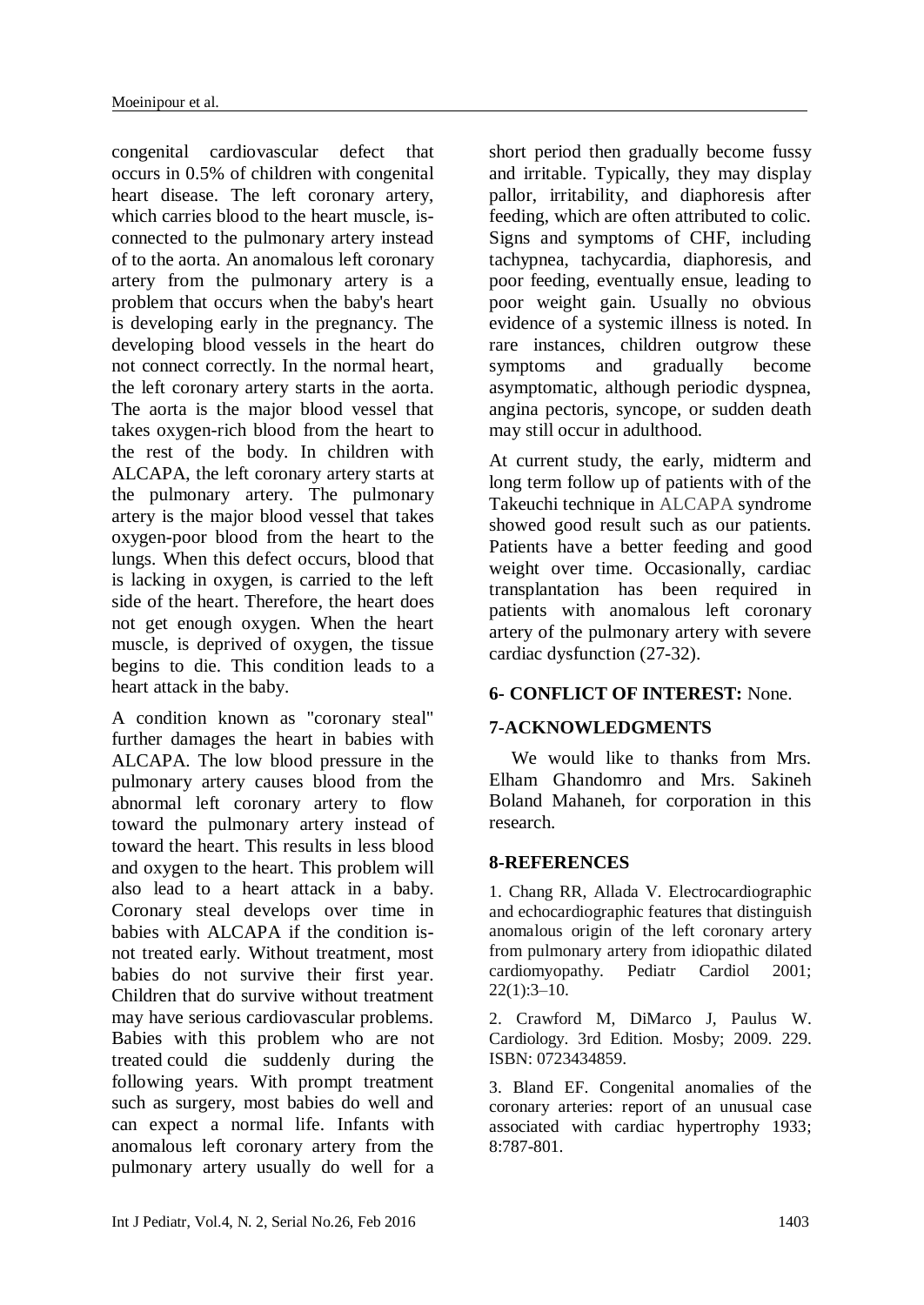congenital cardiovascular defect that occurs in 0.5% of children with congenital heart disease. The left coronary artery, which carries blood to the heart muscle, is-connected to the pulmonary artery instead of to the aorta. An anomalous left coronary artery from the pulmonary artery is a problem that occurs when the baby's heart is developing early in the pregnancy. The developing blood vessels in the heart do not connect correctly. In the normal heart, the left coronary artery starts in the aorta. The aorta is the major blood vessel that takes oxygen-rich blood from the heart to the rest of the body. In children with ALCAPA, the left coronary artery starts at the pulmonary artery. The pulmonary artery is the major blood vessel that takes oxygen-poor blood from the heart to the lungs. When this defect occurs, blood that is lacking in oxygen, is carried to the left side of the heart. Therefore, the heart does not get enough oxygen. When the heart muscle, is deprived of oxygen, the tissue begins to die. This condition leads to a heart attack in the baby.

A condition known as "coronary steal" further damages the heart in babies with ALCAPA. The low blood pressure in the pulmonary artery causes blood from the abnormal left coronary artery to flow toward the pulmonary artery instead of toward the heart. This results in less blood and oxygen to the heart. This problem will also lead to a heart attack in a baby. Coronary steal develops over time in babies with ALCAPA if the condition is-not treated early. Without treatment, most babies do not survive their first year. Children that do survive without treatment may have serious cardiovascular problems. Babies with this problem who are not treated could die suddenly during the following years. With prompt treatment such as surgery, most babies do well and can expect a normal life. Infants with anomalous left coronary artery from the pulmonary artery usually do well for a short period then gradually become fussy and irritable. Typically, they may display pallor, irritability, and diaphoresis after feeding, which are often attributed to colic. Signs and symptoms of CHF, including tachypnea, tachycardia, diaphoresis, and poor feeding, eventually ensue, leading to poor weight gain. Usually no obvious evidence of a systemic illness is noted. In rare instances, children outgrow these symptoms and gradually become asymptomatic, although periodic dyspnea, angina pectoris, syncope, or sudden death may still occur in adulthood.

At current study, the early, midterm and long term follow up of patients with of the Takeuchi technique in ALCAPA syndrome showed good result such as our patients. Patients have a better feeding and good weight over time. Occasionally, cardiac transplantation has been required in patients with anomalous left coronary artery of the pulmonary artery with severe cardiac dysfunction (27-32).

## 6- CONFLICT OF INTEREST: None.

## 7-ACKNOWLEDGMENTS

We would like to thanks from Mrs. Elham Ghandomro and Mrs. Sakineh Boland Mahaneh, for corporation in this research.

## 8-REFERENCES

1. Chang RR, Allada V. Electrocardiographic and echocardiographic features that distinguish anomalous origin of the left coronary artery from pulmonary artery from idiopathic dilated cardiomyopathy. Pediatr Cardiol 2001; 22(1):3–10.

2. Crawford M, DiMarco J, Paulus W. Cardiology. 3rd Edition. Mosby; 2009. 229. ISBN: 0723434859.

3. Bland EF. Congenital anomalies of the coronary arteries: report of an unusual case associated with cardiac hypertrophy 1933; 8:787-801.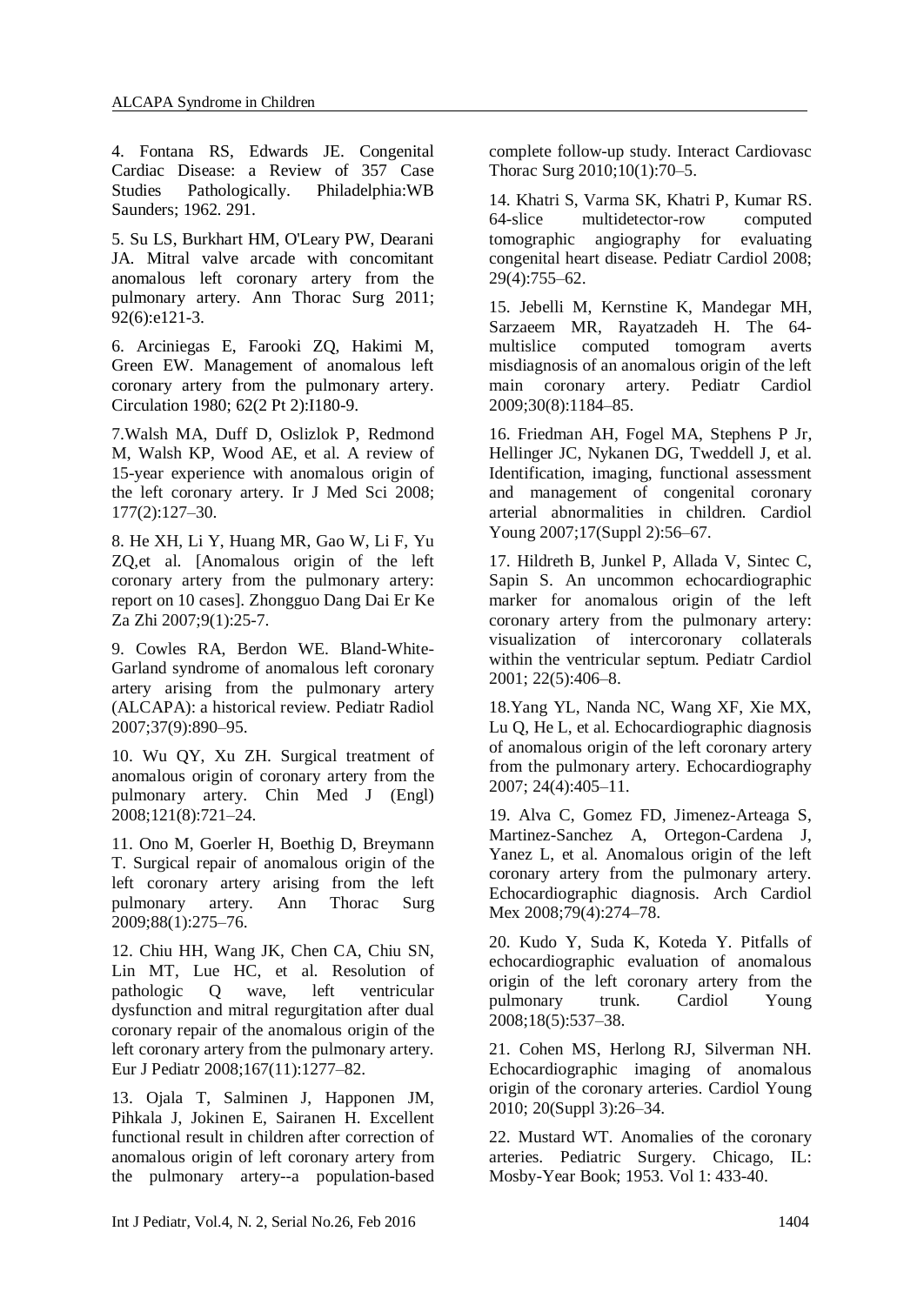4. Fontana RS, Edwards JE. Congenital Cardiac Disease: a Review of 357 Case Studies Pathologically. Philadelphia:WB Saunders; 1962. 291.

5. Su LS, Burkhart HM, O'Leary PW, Dearani JA. Mitral valve arcade with concomitant anomalous left coronary artery from the pulmonary artery. Ann Thorac Surg 2011; 92(6):e121-3.

6. Arciniegas E, Farooki ZQ, Hakimi M, Green EW. Management of anomalous left coronary artery from the pulmonary artery. Circulation 1980; 62(2 Pt 2):I180-9.

7.Walsh MA, Duff D, Oslizlok P, Redmond M, Walsh KP, Wood AE, et al. A review of 15-year experience with anomalous origin of the left coronary artery. Ir J Med Sci 2008; 177(2):127–30.

8. He XH, Li Y, Huang MR, Gao W, Li F, Yu ZQ,et al. [Anomalous origin of the left coronary artery from the pulmonary artery: report on 10 cases]. Zhongguo Dang Dai Er Ke Za Zhi 2007;9(1):25-7.

9. Cowles RA, Berdon WE. Bland-White-Garland syndrome of anomalous left coronary artery arising from the pulmonary artery (ALCAPA): a historical review. Pediatr Radiol 2007;37(9):890–95.

10. Wu QY, Xu ZH. Surgical treatment of anomalous origin of coronary artery from the pulmonary artery. Chin Med J (Engl) 2008;121(8):721–24.

11. Ono M, Goerler H, Boethig D, Breymann T. Surgical repair of anomalous origin of the left coronary artery arising from the left pulmonary artery. Ann Thorac Surg 2009;88(1):275–76.

12. Chiu HH, Wang JK, Chen CA, Chiu SN, Lin MT, Lue HC, et al. Resolution of pathologic Q wave, left ventricular dysfunction and mitral regurgitation after dual coronary repair of the anomalous origin of the left coronary artery from the pulmonary artery. Eur J Pediatr 2008;167(11):1277–82.

13. Ojala T, Salminen J, Happonen JM, Pihkala J, Jokinen E, Sairanen H. Excellent functional result in children after correction of anomalous origin of left coronary artery from the pulmonary artery--a population-based complete follow-up study. Interact Cardiovasc Thorac Surg 2010;10(1):70–5.

14. Khatri S, Varma SK, Khatri P, Kumar RS. 64-slice multidetector-row computed tomographic angiography for evaluating congenital heart disease. Pediatr Cardiol 2008; 29(4):755–62.

15. Jebelli M, Kernstine K, Mandegar MH, Sarzaeem MR, Rayatzadeh H. The 64-multislice computed tomogram averts misdiagnosis of an anomalous origin of the left main coronary artery. Pediatr Cardiol 2009;30(8):1184–85.

16. Friedman AH, Fogel MA, Stephens P Jr, Hellinger JC, Nykanen DG, Tweddell J, et al. Identification, imaging, functional assessment and management of congenital coronary arterial abnormalities in children. Cardiol Young 2007;17(Suppl 2):56–67.

17. Hildreth B, Junkel P, Allada V, Sintec C, Sapin S. An uncommon echocardiographic marker for anomalous origin of the left coronary artery from the pulmonary artery: visualization of intercoronary collaterals within the ventricular septum. Pediatr Cardiol 2001; 22(5):406–8.

18.Yang YL, Nanda NC, Wang XF, Xie MX, Lu Q, He L, et al. Echocardiographic diagnosis of anomalous origin of the left coronary artery from the pulmonary artery. Echocardiography 2007; 24(4):405–11.

19. Alva C, Gomez FD, Jimenez-Arteaga S, Martinez-Sanchez A, Ortegon-Cardena J, Yanez L, et al. Anomalous origin of the left coronary artery from the pulmonary artery. Echocardiographic diagnosis. Arch Cardiol Mex 2008;79(4):274–78.

20. Kudo Y, Suda K, Koteda Y. Pitfalls of echocardiographic evaluation of anomalous origin of the left coronary artery from the pulmonary trunk. Cardiol Young 2008;18(5):537–38.

21. Cohen MS, Herlong RJ, Silverman NH. Echocardiographic imaging of anomalous origin of the coronary arteries. Cardiol Young 2010; 20(Suppl 3):26–34.

22. Mustard WT. Anomalies of the coronary arteries. Pediatric Surgery. Chicago, IL: Mosby-Year Book; 1953. Vol 1: 433-40.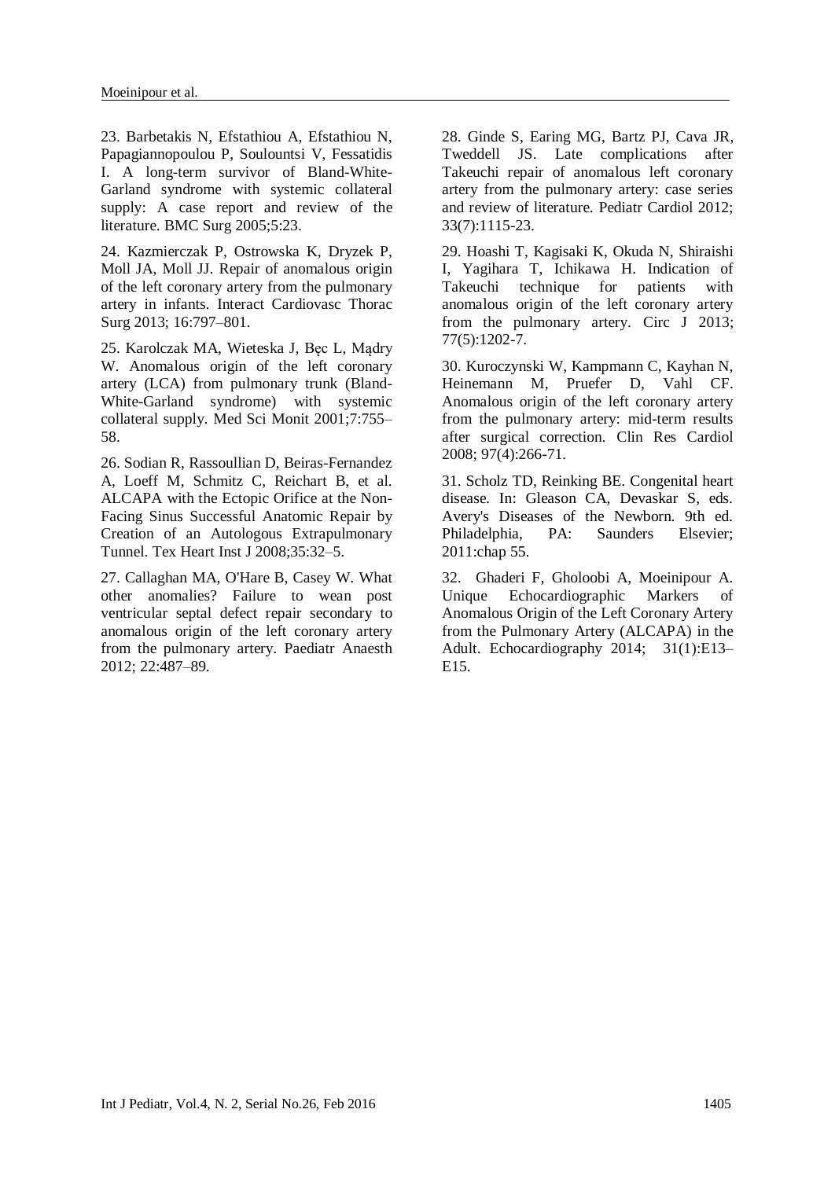23. Barbetakis N, Efstathiou A, Efstathiou N, Papagiannopoulou P, Soulountsi V, Fessatidis I. A long-term survivor of Bland-White-Garland syndrome with systemic collateral supply: A case report and review of the literature. BMC Surg 2005;5:23.

24. Kazmierczak P, Ostrowska K, Dryzek P, Moll JA, Moll JJ. Repair of anomalous origin of the left coronary artery from the pulmonary artery in infants. Interact Cardiovasc Thorac Surg 2013; 16:797–801.

25. Karolczak MA, Wieteska J, Bęc L, Mądry W. Anomalous origin of the left coronary artery (LCA) from pulmonary trunk (Bland-White-Garland syndrome) with systemic collateral supply. Med Sci Monit 2001;7:755–58.

26. Sodian R, Rassoullian D, Beiras-Fernandez A, Loeff M, Schmitz C, Reichart B, et al. ALCAPA with the Ectopic Orifice at the Non-Facing Sinus Successful Anatomic Repair by Creation of an Autologous Extrapulmonary Tunnel. Tex Heart Inst J 2008;35:32–5.

27. Callaghan MA, O'Hare B, Casey W. What other anomalies? Failure to wean post ventricular septal defect repair secondary to anomalous origin of the left coronary artery from the pulmonary artery. Paediatr Anaesth 2012; 22:487–89.

28. Ginde S, Earing MG, Bartz PJ, Cava JR, Tweddell JS. Late complications after Takeuchi repair of anomalous left coronary artery from the pulmonary artery: case series and review of literature. Pediatr Cardiol 2012; 33(7):1115-23.

29. Hoashi T, Kagisaki K, Okuda N, Shiraishi I, Yagihara T, Ichikawa H. Indication of Takeuchi technique for patients with anomalous origin of the left coronary artery from the pulmonary artery. Circ J 2013; 77(5):1202-7.

30. Kuroczynski W, Kampmann C, Kayhan N, Heinemann M, Pruefer D, Vahl CF. Anomalous origin of the left coronary artery from the pulmonary artery: mid-term results after surgical correction. Clin Res Cardiol 2008; 97(4):266-71.

31. Scholz TD, Reinking BE. Congenital heart disease. In: Gleason CA, Devaskar S, eds. Avery's Diseases of the Newborn. 9th ed. Philadelphia, PA: Saunders Elsevier; 2011:chap 55.

32. Ghaderi F, Gholoobi A, Moeinipour A. Unique Echocardiographic Markers of Anomalous Origin of the Left Coronary Artery from the Pulmonary Artery (ALCAPA) in the Adult. Echocardiography 2014; 31(1):E13–E15.